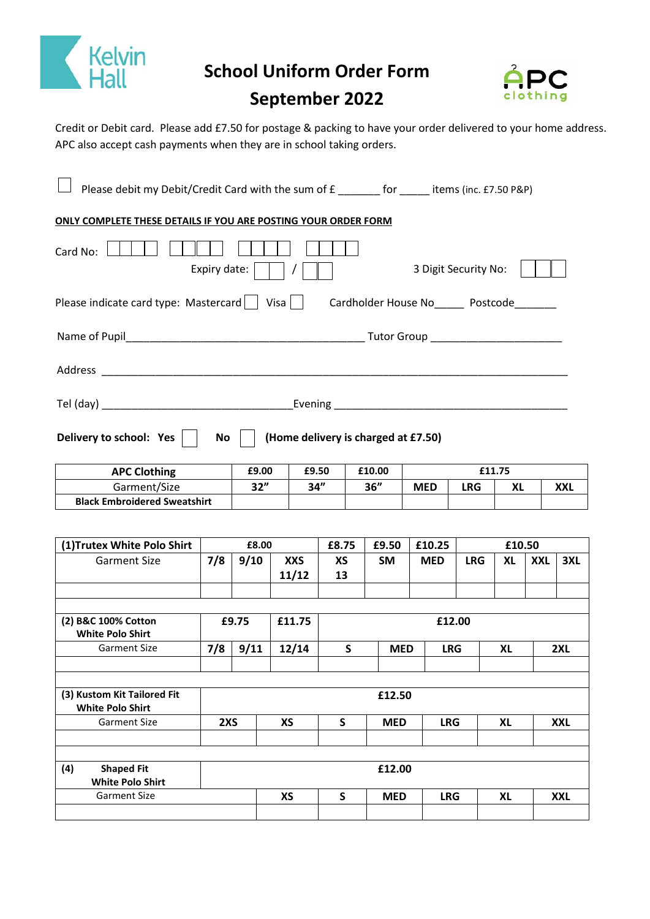# School Uniform Order Form

## September 2022

Credit or Debit card. Please add £7.50 for postage & packing to have your order delivered to your home address. APC also accept cash payments when they are in school taking orders.

☐ Please debit my Debit/Credit Card with the sum of £ _______ for _____ items (inc. £7.50 P&P)

**ONLY COMPLETE THESE DETAILS IF YOU ARE POSTING YOUR ORDER FORM**

Card No: ☐☐☐☐ ☐☐☐☐ ☐☐☐☐ ☐☐☐☐

Expiry date: ☐☐ / ☐☐ 3 Digit Security No: ☐☐☐

Please indicate card type: Mastercard ☐ Visa ☐ Cardholder House No_____ Postcode_______

Name of Pupil_________________________________________ Tutor Group ______________________

Address ________________________________________________________________________________

Tel (day) _________________________________Evening _________________________________________

**Delivery to school: Yes** ☐ **No** ☐ **(Home delivery is charged at £7.50)**

| **APC Clothing** | **£9.00** | **£9.50** | **£10.00** | **£11.75** | | | |
|---|---|---|---|---|---|---|---|
| Garment/Size | **32"** | **34"** | **36"** | **MED** | **LRG** | **XL** | **XXL** |
| **Black Embroidered Sweatshirt** | | | | | | | |

| **(1)Trutex White Polo Shirt** | **£8.00** | | | **£8.75** | **£9.50** | **£10.25** | **£10.50** | | | |
|---|---|---|---|---|---|---|---|---|---|---|
| Garment Size | **7/8** | **9/10** | **XXS 11/12** | **XS 13** | **SM** | **MED** | **LRG** | **XL** | **XXL** | **3XL** |
| | | | | | | | | | | |

| **(2) B&C 100% Cotton White Polo Shirt** | **£9.75** | | **£11.75** | **£12.00** | | | | |
|---|---|---|---|---|---|---|---|---|
| Garment Size | **7/8** | **9/11** | **12/14** | **S** | **MED** | **LRG** | **XL** | **2XL** |
| | | | | | | | | |

| **(3) Kustom Kit Tailored Fit White Polo Shirt** | **£12.50** | | | | | | |
|---|---|---|---|---|---|---|---|
| Garment Size | **2XS** | **XS** | **S** | **MED** | **LRG** | **XL** | **XXL** |
| | | | | | | | |

| **(4) Shaped Fit White Polo Shirt** | **£12.00** | | | | | |
|---|---|---|---|---|---|---|
| Garment Size | **XS** | **S** | **MED** | **LRG** | **XL** | **XXL** |
| | | | | | | |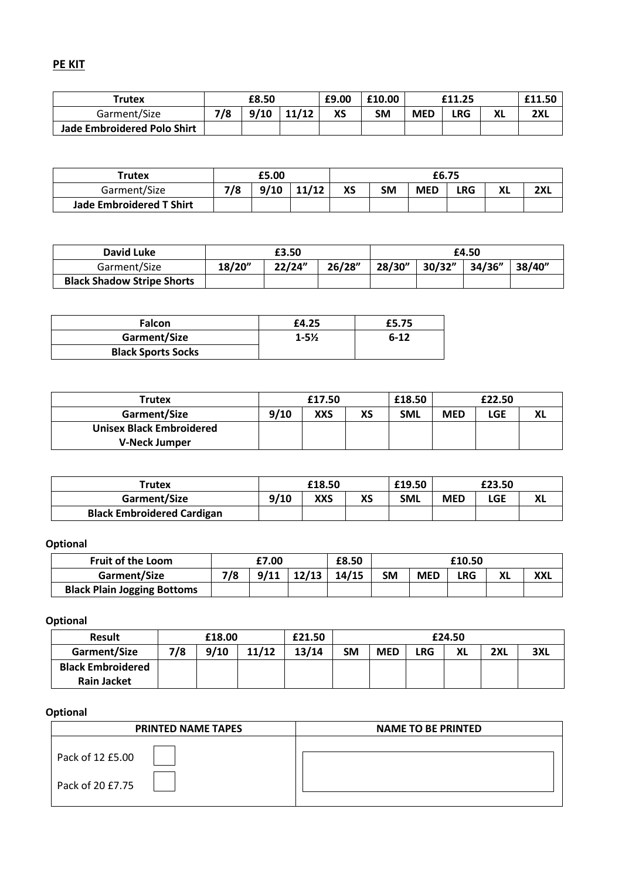## PE KIT

| Trutex | £8.50 | | | £9.00 | £10.00 | £11.25 | | | £11.50 |
|---|---|---|---|---|---|---|---|---|---|
| Garment/Size | 7/8 | 9/10 | 11/12 | XS | SM | MED | LRG | XL | 2XL |
| **Jade Embroidered Polo Shirt** | | | | | | | | | |

| Trutex | £5.00 | | | £6.75 | | | | | |
|---|---|---|---|---|---|---|---|---|---|
| Garment/Size | 7/8 | 9/10 | 11/12 | XS | SM | MED | LRG | XL | 2XL |
| **Jade Embroidered T Shirt** | | | | | | | | | |

| David Luke | £3.50 | | | £4.50 | | | |
|---|---|---|---|---|---|---|---|
| Garment/Size | 18/20" | 22/24" | 26/28" | 28/30" | 30/32" | 34/36" | 38/40" |
| **Black Shadow Stripe Shorts** | | | | | | | |

| Falcon | £4.25 | £5.75 |
|---|---|---|
| **Garment/Size** | 1-5½ | 6-12 |
| **Black Sports Socks** | | |

| Trutex | £17.50 | | | £18.50 | £22.50 | | |
|---|---|---|---|---|---|---|---|
| **Garment/Size** | 9/10 | XXS | XS | SML | MED | LGE | XL |
| **Unisex Black Embroidered V-Neck Jumper** | | | | | | | |

| Trutex | £18.50 | | | £19.50 | £23.50 | | |
|---|---|---|---|---|---|---|---|
| **Garment/Size** | 9/10 | XXS | XS | SML | MED | LGE | XL |
| **Black Embroidered Cardigan** | | | | | | | |

**Optional**

| Fruit of the Loom | £7.00 | | | £8.50 | £10.50 | | | | |
|---|---|---|---|---|---|---|---|---|---|
| **Garment/Size** | 7/8 | 9/11 | 12/13 | 14/15 | SM | MED | LRG | XL | XXL |
| **Black Plain Jogging Bottoms** | | | | | | | | | |

**Optional**

| Result | £18.00 | | | £21.50 | £24.50 | | | | | |
|---|---|---|---|---|---|---|---|---|---|---|
| **Garment/Size** | 7/8 | 9/10 | 11/12 | 13/14 | SM | MED | LRG | XL | 2XL | 3XL |
| **Black Embroidered Rain Jacket** | | | | | | | | | | |

**Optional**

| PRINTED NAME TAPES | NAME TO BE PRINTED |
|---|---|
| Pack of 12 £5.00 ☐ | |
| Pack of 20 £7.75 ☐ | |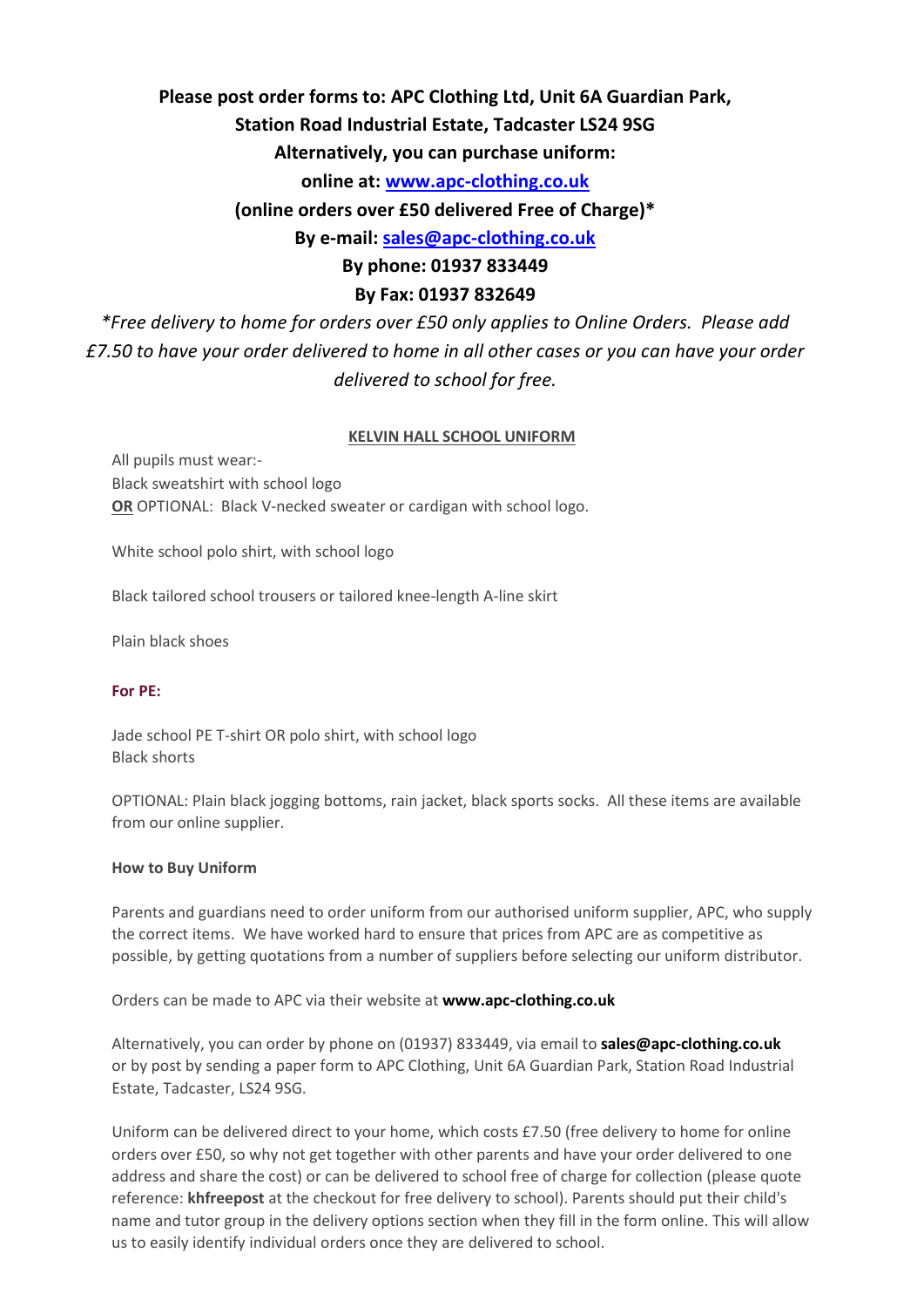**Please post order forms to: APC Clothing Ltd, Unit 6A Guardian Park, Station Road Industrial Estate, Tadcaster LS24 9SG**

**Alternatively, you can purchase uniform:**

**online at: [www.apc-clothing.co.uk](http://www.apc-clothing.co.uk)**

**(online orders over £50 delivered Free of Charge)***

**By e-mail: [sales@apc-clothing.co.uk](mailto:sales@apc-clothing.co.uk)**

**By phone: 01937 833449**

**By Fax: 01937 832649**

*\*Free delivery to home for orders over £50 only applies to Online Orders. Please add £7.50 to have your order delivered to home in all other cases or you can have your order delivered to school for free.*

## KELVIN HALL SCHOOL UNIFORM

All pupils must wear:-
Black sweatshirt with school logo
**OR** OPTIONAL: Black V-necked sweater or cardigan with school logo.

White school polo shirt, with school logo

Black tailored school trousers or tailored knee-length A-line skirt

Plain black shoes

**For PE:**

Jade school PE T-shirt OR polo shirt, with school logo
Black shorts

OPTIONAL: Plain black jogging bottoms, rain jacket, black sports socks. All these items are available from our online supplier.

**How to Buy Uniform**

Parents and guardians need to order uniform from our authorised uniform supplier, APC, who supply the correct items. We have worked hard to ensure that prices from APC are as competitive as possible, by getting quotations from a number of suppliers before selecting our uniform distributor.

Orders can be made to APC via their website at **www.apc-clothing.co.uk**

Alternatively, you can order by phone on (01937) 833449, via email to **sales@apc-clothing.co.uk** or by post by sending a paper form to APC Clothing, Unit 6A Guardian Park, Station Road Industrial Estate, Tadcaster, LS24 9SG.

Uniform can be delivered direct to your home, which costs £7.50 (free delivery to home for online orders over £50, so why not get together with other parents and have your order delivered to one address and share the cost) or can be delivered to school free of charge for collection (please quote reference: **khfreepost** at the checkout for free delivery to school). Parents should put their child's name and tutor group in the delivery options section when they fill in the form online. This will allow us to easily identify individual orders once they are delivered to school.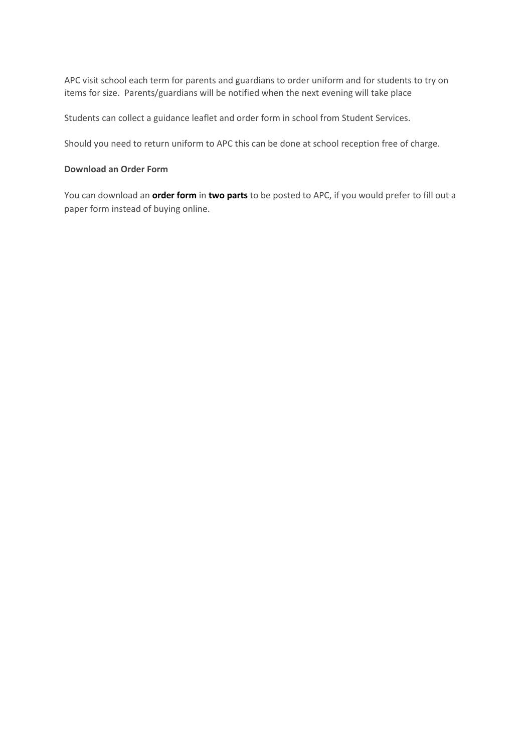APC visit school each term for parents and guardians to order uniform and for students to try on items for size. Parents/guardians will be notified when the next evening will take place

Students can collect a guidance leaflet and order form in school from Student Services.

Should you need to return uniform to APC this can be done at school reception free of charge.

**Download an Order Form**

You can download an **order form** in **two parts** to be posted to APC, if you would prefer to fill out a paper form instead of buying online.